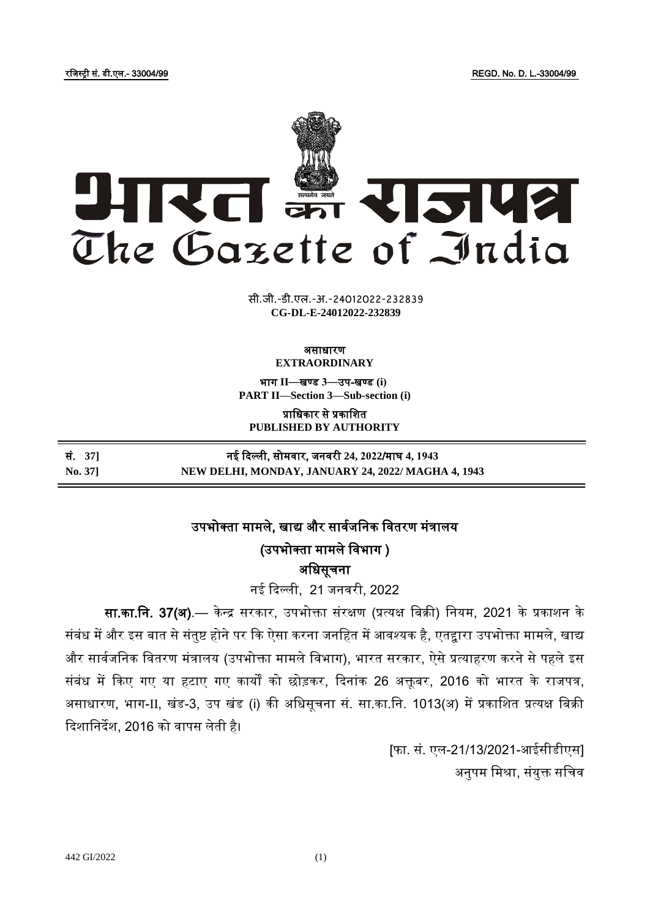रजिस्ट्री सं. डी.एल.- 33004/99 REGD. No. D. L.-33004/99

# भारत का राजपत्र
# The Gazette of India

सी.जी.-डी.एल.-अ.-24012022-232839
**CG-DL-E-24012022-232839**

**असाधारण**
**EXTRAORDINARY**

**भाग II—खण्ड 3—उप-खण्ड (i)**
**PART II—Section 3—Sub-section (i)**

**प्राधिकार से प्रकाशित**
**PUBLISHED BY AUTHORITY**

| | |
|---|---|
| **सं. 37]** | **नई दिल्ली, सोमवार, जनवरी 24, 2022/माघ 4, 1943** |
| **No. 37]** | **NEW DELHI, MONDAY, JANUARY 24, 2022/ MAGHA 4, 1943** |

## उपभोक्ता मामले, खाद्य और सार्वजनिक वितरण मंत्रालय
## (उपभोक्ता मामले विभाग )
## अधिसूचना

नई दिल्ली, 21 जनवरी, 2022

**सा.का.नि. 37(अ)**.— केन्द्र सरकार, उपभोक्ता संरक्षण (प्रत्यक्ष बिक्री) नियम, 2021 के प्रकाशन के संबंध में और इस बात से संतुष्ट होने पर कि ऐसा करना जनहित में आवश्यक है, एतद्वारा उपभोक्ता मामले, खाद्य और सार्वजनिक वितरण मंत्रालय (उपभोक्ता मामले विभाग), भारत सरकार, ऐसे प्रत्याहरण करने से पहले इस संबंध में किए गए या हटाए गए कार्यों को छोड़कर, दिनांक 26 अक्तूबर, 2016 को भारत के राजपत्र, असाधारण, भाग-II, खंड-3, उप खंड (i) की अधिसूचना सं. सा.का.नि. 1013(अ) में प्रकाशित प्रत्यक्ष बिक्री दिशानिर्देश, 2016 को वापस लेती है।

[फा. सं. एल-21/13/2021-आईसीडीएस]
अनुपम मिश्रा, संयुक्त सचिव

442 GI/2022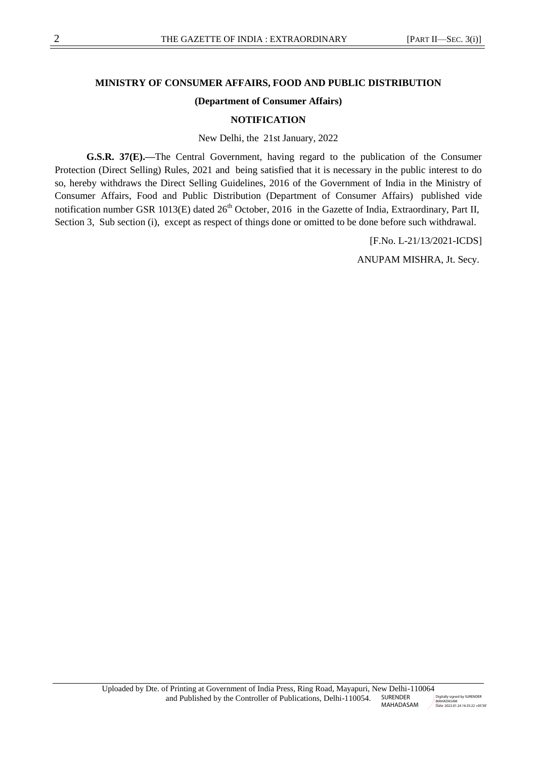**MINISTRY OF CONSUMER AFFAIRS, FOOD AND PUBLIC DISTRIBUTION**

**(Department of Consumer Affairs)**

**NOTIFICATION**

New Delhi, the 21st January, 2022

**G.S.R. 37(E).—**The Central Government, having regard to the publication of the Consumer Protection (Direct Selling) Rules, 2021 and being satisfied that it is necessary in the public interest to do so, hereby withdraws the Direct Selling Guidelines, 2016 of the Government of India in the Ministry of Consumer Affairs, Food and Public Distribution (Department of Consumer Affairs) published vide notification number GSR 1013(E) dated 26th October, 2016 in the Gazette of India, Extraordinary, Part II, Section 3, Sub section (i), except as respect of things done or omitted to be done before such withdrawal.

[F.No. L-21/13/2021-ICDS]

ANUPAM MISHRA, Jt. Secy.

Uploaded by Dte. of Printing at Government of India Press, Ring Road, Mayapuri, New Delhi-110064 and Published by the Controller of Publications, Delhi-110054.